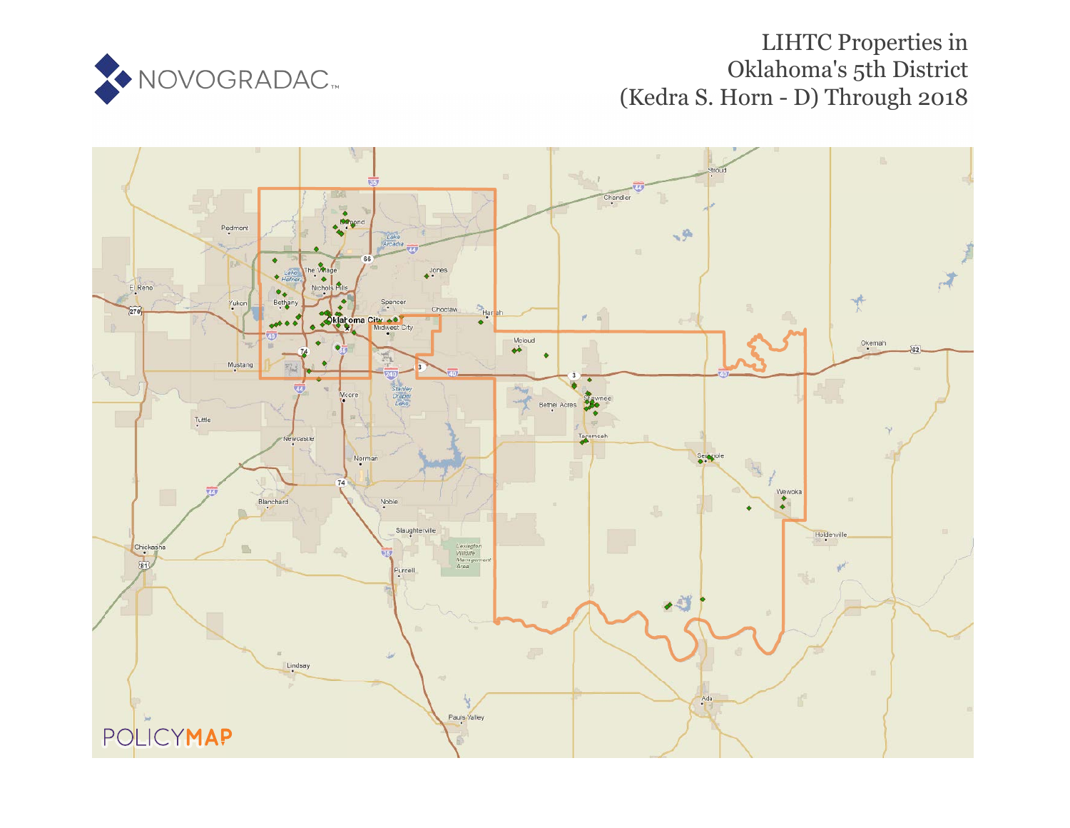# LIHTC Properties in Oklahoma's 5th District (Kedra S. Horn - D) Through 2018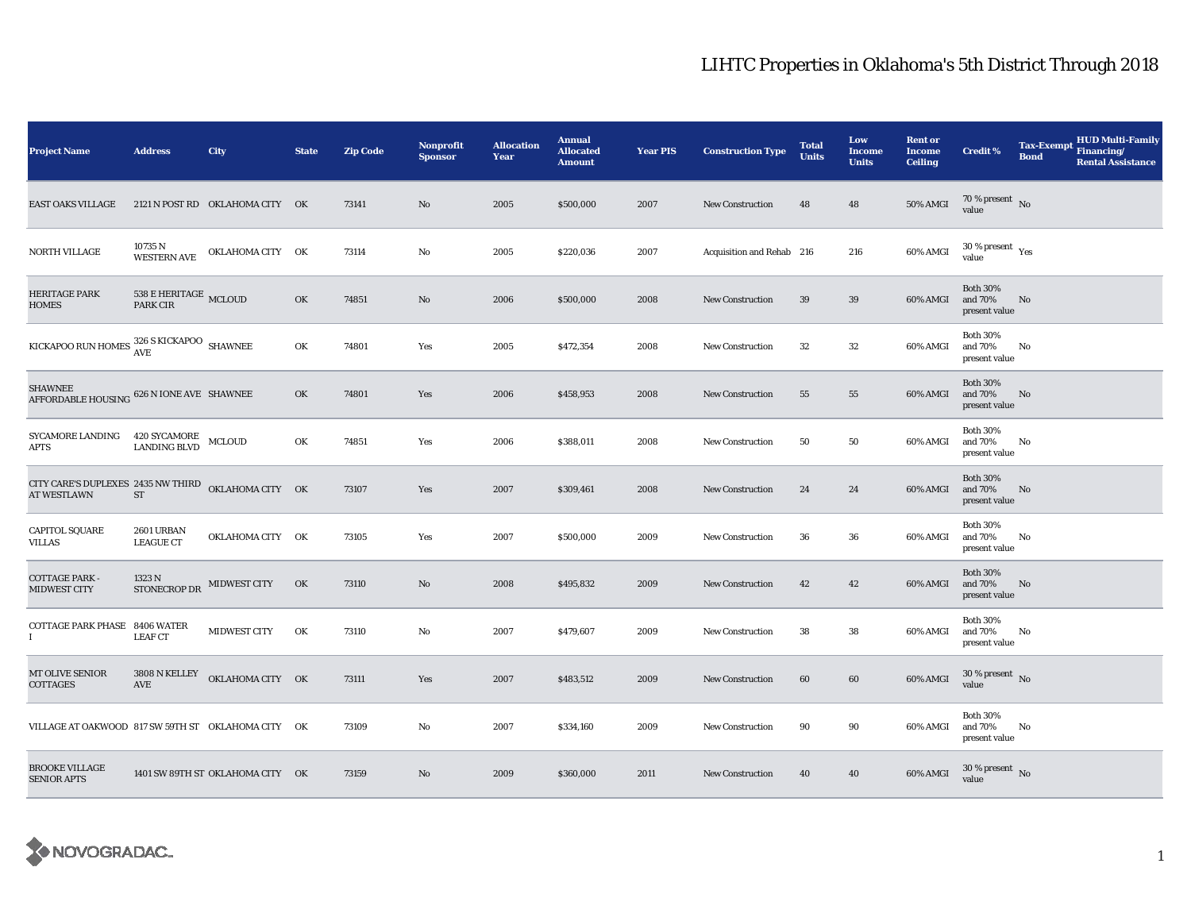# LIHTC Properties in Oklahoma's 5th District Through 2018

| Project Name | Address | City | State | Zip Code | Nonprofit Sponsor | Allocation Year | Annual Allocated Amount | Year PIS | Construction Type | Total Units | Low Income Units | Rent or Income Ceiling | Credit % | Tax-Exempt Bond | HUD Multi-Family Financing/ Rental Assistance |
|---|---|---|---|---|---|---|---|---|---|---|---|---|---|---|---|
| EAST OAKS VILLAGE | 2121 N POST RD | OKLAHOMA CITY | OK | 73141 | No | 2005 | $500,000 | 2007 | New Construction | 48 | 48 | 50% AMGI | 70 % present value | No | |
| NORTH VILLAGE | 10735 N WESTERN AVE | OKLAHOMA CITY | OK | 73114 | No | 2005 | $220,036 | 2007 | Acquisition and Rehab | 216 | 216 | 60% AMGI | 30 % present value | Yes | |
| HERITAGE PARK HOMES | 538 E HERITAGE PARK CIR | MCLOUD | OK | 74851 | No | 2006 | $500,000 | 2008 | New Construction | 39 | 39 | 60% AMGI | Both 30% and 70% present value | No | |
| KICKAPOO RUN HOMES | 326 S KICKAPOO AVE | SHAWNEE | OK | 74801 | Yes | 2005 | $472,354 | 2008 | New Construction | 32 | 32 | 60% AMGI | Both 30% and 70% present value | No | |
| SHAWNEE AFFORDABLE HOUSING | 626 N IONE AVE | SHAWNEE | OK | 74801 | Yes | 2006 | $458,953 | 2008 | New Construction | 55 | 55 | 60% AMGI | Both 30% and 70% present value | No | |
| SYCAMORE LANDING APTS | 420 SYCAMORE LANDING BLVD | MCLOUD | OK | 74851 | Yes | 2006 | $388,011 | 2008 | New Construction | 50 | 50 | 60% AMGI | Both 30% and 70% present value | No | |
| CITY CARE'S DUPLEXES AT WESTLAWN | 2435 NW THIRD ST | OKLAHOMA CITY | OK | 73107 | Yes | 2007 | $309,461 | 2008 | New Construction | 24 | 24 | 60% AMGI | Both 30% and 70% present value | No | |
| CAPITOL SQUARE VILLAS | 2601 URBAN LEAGUE CT | OKLAHOMA CITY | OK | 73105 | Yes | 2007 | $500,000 | 2009 | New Construction | 36 | 36 | 60% AMGI | Both 30% and 70% present value | No | |
| COTTAGE PARK - MIDWEST CITY | 1323 N STONECROP DR | MIDWEST CITY | OK | 73110 | No | 2008 | $495,832 | 2009 | New Construction | 42 | 42 | 60% AMGI | Both 30% and 70% present value | No | |
| COTTAGE PARK PHASE I | 8406 WATER LEAF CT | MIDWEST CITY | OK | 73110 | No | 2007 | $479,607 | 2009 | New Construction | 38 | 38 | 60% AMGI | Both 30% and 70% present value | No | |
| MT OLIVE SENIOR COTTAGES | 3808 N KELLEY AVE | OKLAHOMA CITY | OK | 73111 | Yes | 2007 | $483,512 | 2009 | New Construction | 60 | 60 | 60% AMGI | 30 % present value | No | |
| VILLAGE AT OAKWOOD | 817 SW 59TH ST | OKLAHOMA CITY | OK | 73109 | No | 2007 | $334,160 | 2009 | New Construction | 90 | 90 | 60% AMGI | Both 30% and 70% present value | No | |
| BROOKE VILLAGE SENIOR APTS | 1401 SW 89TH ST | OKLAHOMA CITY | OK | 73159 | No | 2009 | $360,000 | 2011 | New Construction | 40 | 40 | 60% AMGI | 30 % present value | No | |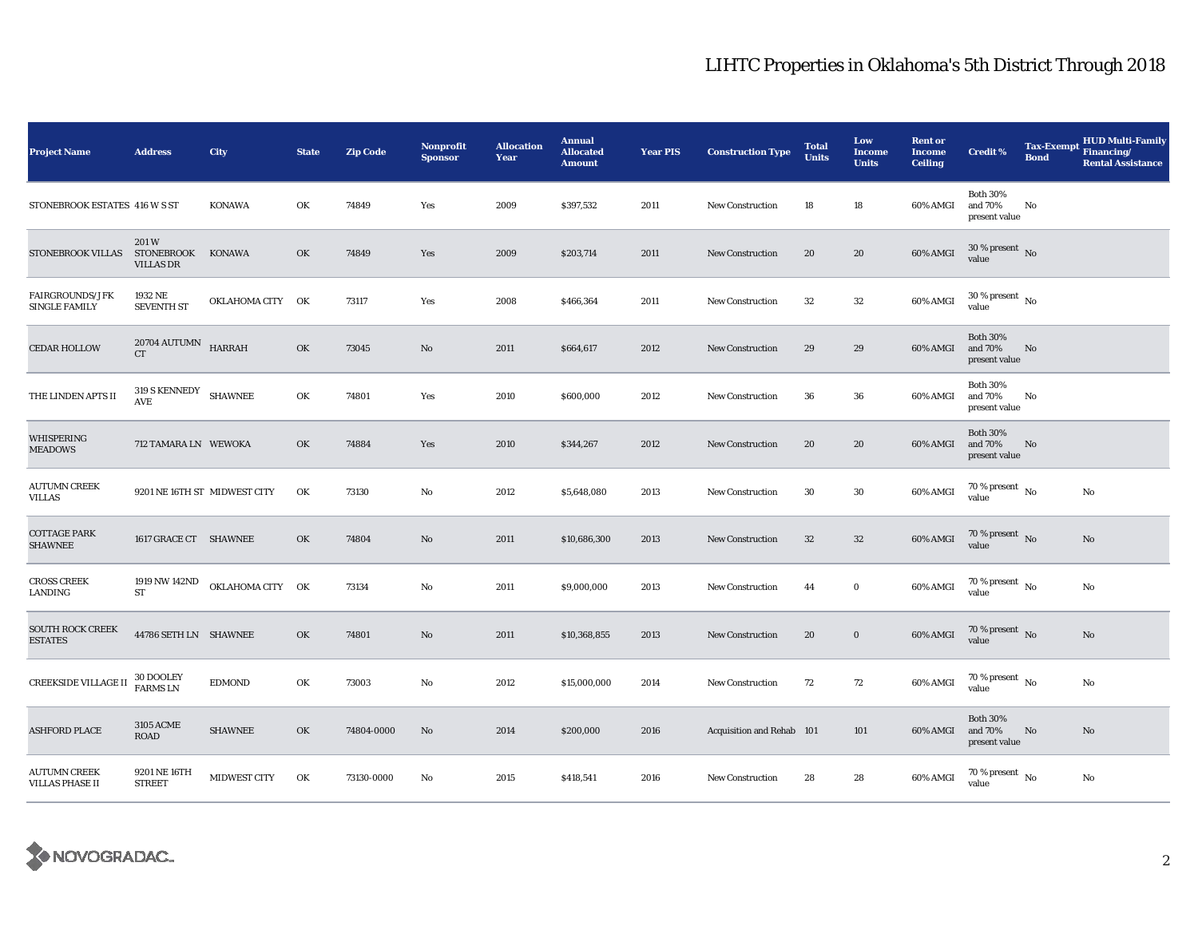# LIHTC Properties in Oklahoma's 5th District Through 2018

| Project Name | Address | City | State | Zip Code | Nonprofit Sponsor | Allocation Year | Annual Allocated Amount | Year PIS | Construction Type | Total Units | Low Income Units | Rent or Income Ceiling | Credit % | Tax-Exempt Bond | HUD Multi-Family Financing/ Rental Assistance |
|---|---|---|---|---|---|---|---|---|---|---|---|---|---|---|---|
| STONEBROOK ESTATES | 416 W S ST | KONAWA | OK | 74849 | Yes | 2009 | $397,532 | 2011 | New Construction | 18 | 18 | 60% AMGI | Both 30% and 70% present value | No | |
| STONEBROOK VILLAS | 201 W STONEBROOK VILLAS DR | KONAWA | OK | 74849 | Yes | 2009 | $203,714 | 2011 | New Construction | 20 | 20 | 60% AMGI | 30 % present value | No | |
| FAIRGROUNDS/JFK SINGLE FAMILY | 1932 NE SEVENTH ST | OKLAHOMA CITY | OK | 73117 | Yes | 2008 | $466,364 | 2011 | New Construction | 32 | 32 | 60% AMGI | 30 % present value | No | |
| CEDAR HOLLOW | 20704 AUTUMN CT | HARRAH | OK | 73045 | No | 2011 | $664,617 | 2012 | New Construction | 29 | 29 | 60% AMGI | Both 30% and 70% present value | No | |
| THE LINDEN APTS II | 319 S KENNEDY AVE | SHAWNEE | OK | 74801 | Yes | 2010 | $600,000 | 2012 | New Construction | 36 | 36 | 60% AMGI | Both 30% and 70% present value | No | |
| WHISPERING MEADOWS | 712 TAMARA LN | WEWOKA | OK | 74884 | Yes | 2010 | $344,267 | 2012 | New Construction | 20 | 20 | 60% AMGI | Both 30% and 70% present value | No | |
| AUTUMN CREEK VILLAS | 9201 NE 16TH ST | MIDWEST CITY | OK | 73130 | No | 2012 | $5,648,080 | 2013 | New Construction | 30 | 30 | 60% AMGI | 70 % present value | No | No |
| COTTAGE PARK SHAWNEE | 1617 GRACE CT | SHAWNEE | OK | 74804 | No | 2011 | $10,686,300 | 2013 | New Construction | 32 | 32 | 60% AMGI | 70 % present value | No | No |
| CROSS CREEK LANDING | 1919 NW 142ND ST | OKLAHOMA CITY | OK | 73134 | No | 2011 | $9,000,000 | 2013 | New Construction | 44 | 0 | 60% AMGI | 70 % present value | No | No |
| SOUTH ROCK CREEK ESTATES | 44786 SETH LN | SHAWNEE | OK | 74801 | No | 2011 | $10,368,855 | 2013 | New Construction | 20 | 0 | 60% AMGI | 70 % present value | No | No |
| CREEKSIDE VILLAGE II | 30 DOOLEY FARMS LN | EDMOND | OK | 73003 | No | 2012 | $15,000,000 | 2014 | New Construction | 72 | 72 | 60% AMGI | 70 % present value | No | No |
| ASHFORD PLACE | 3105 ACME ROAD | SHAWNEE | OK | 74804-0000 | No | 2014 | $200,000 | 2016 | Acquisition and Rehab | 101 | 101 | 60% AMGI | Both 30% and 70% present value | No | No |
| AUTUMN CREEK VILLAS PHASE II | 9201 NE 16TH STREET | MIDWEST CITY | OK | 73130-0000 | No | 2015 | $418,541 | 2016 | New Construction | 28 | 28 | 60% AMGI | 70 % present value | No | No |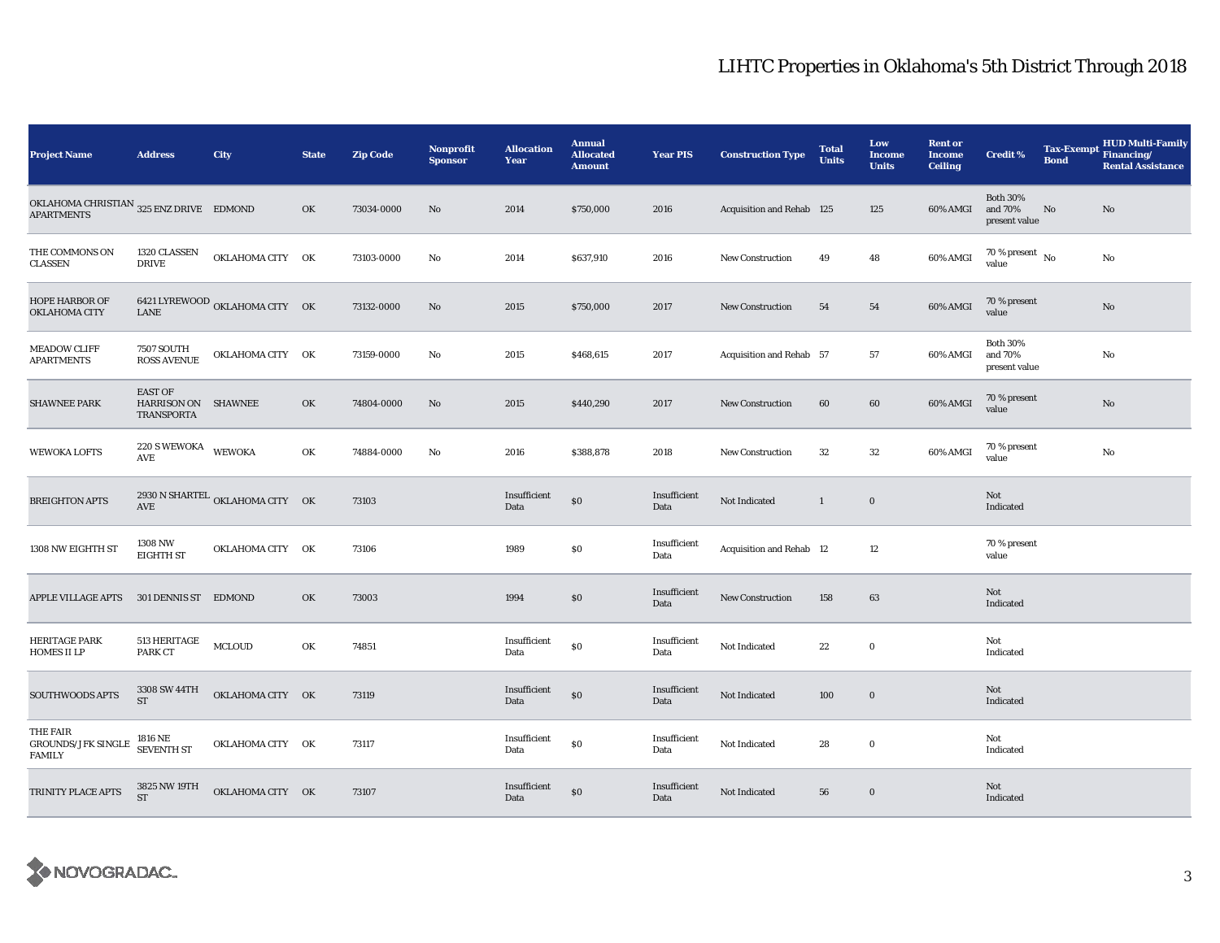# LIHTC Properties in Oklahoma's 5th District Through 2018

| Project Name | Address | City | State | Zip Code | Nonprofit Sponsor | Allocation Year | Annual Allocated Amount | Year PIS | Construction Type | Total Units | Low Income Units | Rent or Income Ceiling | Credit % | Tax-Exempt Bond | HUD Multi-Family Financing/ Rental Assistance |
|---|---|---|---|---|---|---|---|---|---|---|---|---|---|---|---|
| OKLAHOMA CHRISTIAN APARTMENTS | 325 ENZ DRIVE | EDMOND | OK | 73034-0000 | No | 2014 | $750,000 | 2016 | Acquisition and Rehab | 125 | 125 | 60% AMGI | Both 30% and 70% present value | No | No |
| THE COMMONS ON CLASSEN | 1320 CLASSEN DRIVE | OKLAHOMA CITY | OK | 73103-0000 | No | 2014 | $637,910 | 2016 | New Construction | 49 | 48 | 60% AMGI | 70 % present value | No | No |
| HOPE HARBOR OF OKLAHOMA CITY | 6421 LYREWOOD LANE | OKLAHOMA CITY | OK | 73132-0000 | No | 2015 | $750,000 | 2017 | New Construction | 54 | 54 | 60% AMGI | 70 % present value | | No |
| MEADOW CLIFF APARTMENTS | 7507 SOUTH ROSS AVENUE | OKLAHOMA CITY | OK | 73159-0000 | No | 2015 | $468,615 | 2017 | Acquisition and Rehab | 57 | 57 | 60% AMGI | Both 30% and 70% present value | | No |
| SHAWNEE PARK | EAST OF HARRISON ON TRANSPORTA | SHAWNEE | OK | 74804-0000 | No | 2015 | $440,290 | 2017 | New Construction | 60 | 60 | 60% AMGI | 70 % present value | | No |
| WEWOKA LOFTS | 220 S WEWOKA AVE | WEWOKA | OK | 74884-0000 | No | 2016 | $388,878 | 2018 | New Construction | 32 | 32 | 60% AMGI | 70 % present value | | No |
| BREIGHTON APTS | 2930 N SHARTEL AVE | OKLAHOMA CITY | OK | 73103 | | Insufficient Data | $0 | Insufficient Data | Not Indicated | 1 | 0 | | Not Indicated | | |
| 1308 NW EIGHTH ST | 1308 NW EIGHTH ST | OKLAHOMA CITY | OK | 73106 | | 1989 | $0 | Insufficient Data | Acquisition and Rehab | 12 | 12 | | 70 % present value | | |
| APPLE VILLAGE APTS | 301 DENNIS ST | EDMOND | OK | 73003 | | 1994 | $0 | Insufficient Data | New Construction | 158 | 63 | | Not Indicated | | |
| HERITAGE PARK HOMES II LP | 513 HERITAGE PARK CT | MCLOUD | OK | 74851 | | Insufficient Data | $0 | Insufficient Data | Not Indicated | 22 | 0 | | Not Indicated | | |
| SOUTHWOODS APTS | 3308 SW 44TH ST | OKLAHOMA CITY | OK | 73119 | | Insufficient Data | $0 | Insufficient Data | Not Indicated | 100 | 0 | | Not Indicated | | |
| THE FAIR GROUNDS/JFK SINGLE FAMILY | 1816 NE SEVENTH ST | OKLAHOMA CITY | OK | 73117 | | Insufficient Data | $0 | Insufficient Data | Not Indicated | 28 | 0 | | Not Indicated | | |
| TRINITY PLACE APTS | 3825 NW 19TH ST | OKLAHOMA CITY | OK | 73107 | | Insufficient Data | $0 | Insufficient Data | Not Indicated | 56 | 0 | | Not Indicated | | |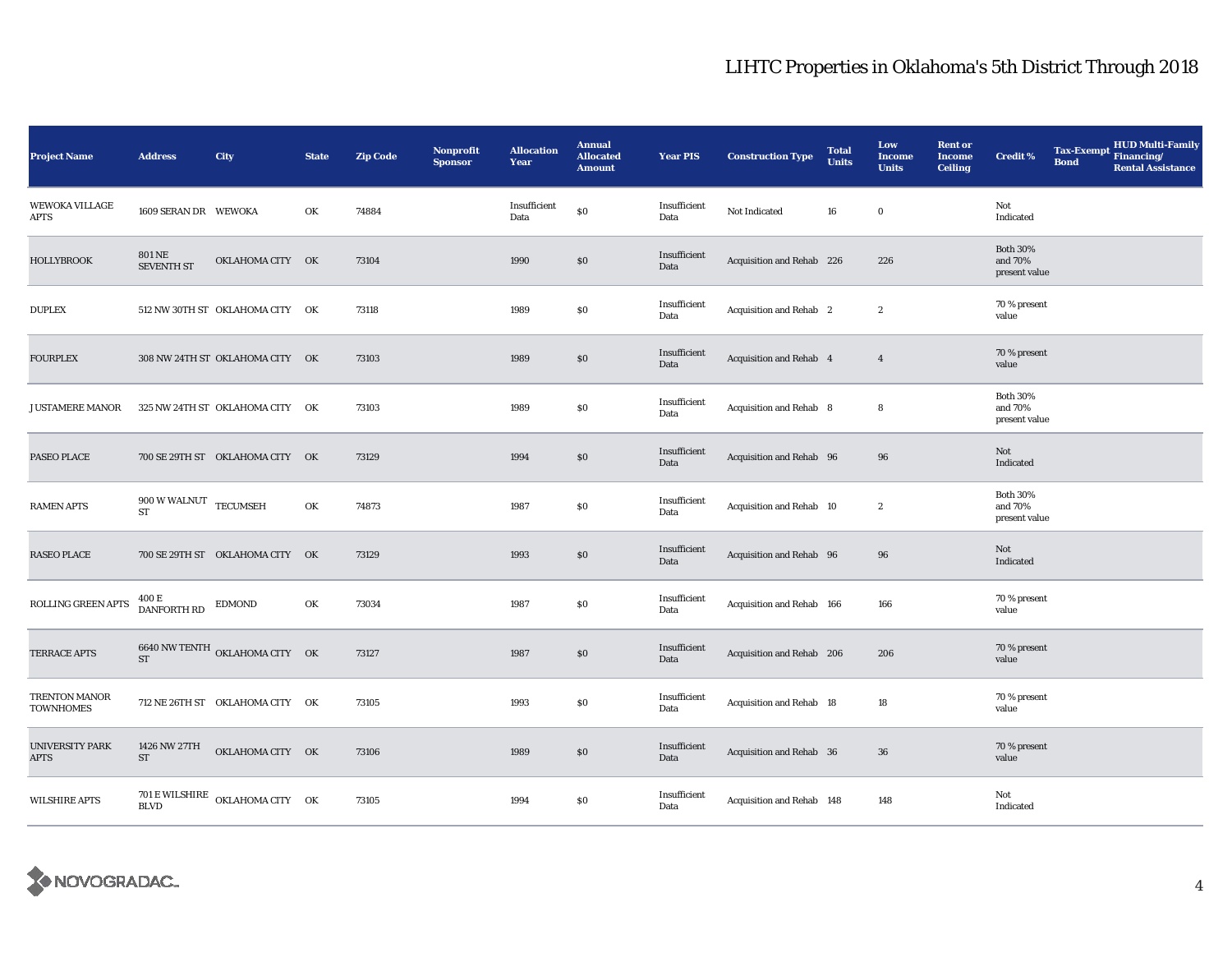# LIHTC Properties in Oklahoma's 5th District Through 2018

| Project Name | Address | City | State | Zip Code | Nonprofit Sponsor | Allocation Year | Annual Allocated Amount | Year PIS | Construction Type | Total Units | Low Income Units | Rent or Income Ceiling | Credit % | Tax-Exempt Bond | HUD Multi-Family Financing/ Rental Assistance |
|---|---|---|---|---|---|---|---|---|---|---|---|---|---|---|---|
| WEWOKA VILLAGE APTS | 1609 SERAN DR | WEWOKA | OK | 74884 | | Insufficient Data | $0 | Insufficient Data | Not Indicated | 16 | 0 | | Not Indicated | | |
| HOLLYBROOK | 801 NE SEVENTH ST | OKLAHOMA CITY | OK | 73104 | | 1990 | $0 | Insufficient Data | Acquisition and Rehab | 226 | 226 | | Both 30% and 70% present value | | |
| DUPLEX | 512 NW 30TH ST | OKLAHOMA CITY | OK | 73118 | | 1989 | $0 | Insufficient Data | Acquisition and Rehab | 2 | 2 | | 70 % present value | | |
| FOURPLEX | 308 NW 24TH ST | OKLAHOMA CITY | OK | 73103 | | 1989 | $0 | Insufficient Data | Acquisition and Rehab | 4 | 4 | | 70 % present value | | |
| J USTAMERE MANOR | 325 NW 24TH ST | OKLAHOMA CITY | OK | 73103 | | 1989 | $0 | Insufficient Data | Acquisition and Rehab | 8 | 8 | | Both 30% and 70% present value | | |
| PASEO PLACE | 700 SE 29TH ST | OKLAHOMA CITY | OK | 73129 | | 1994 | $0 | Insufficient Data | Acquisition and Rehab | 96 | 96 | | Not Indicated | | |
| RAMEN APTS | 900 W WALNUT ST | TECUMSEH | OK | 74873 | | 1987 | $0 | Insufficient Data | Acquisition and Rehab | 10 | 2 | | Both 30% and 70% present value | | |
| RASEO PLACE | 700 SE 29TH ST | OKLAHOMA CITY | OK | 73129 | | 1993 | $0 | Insufficient Data | Acquisition and Rehab | 96 | 96 | | Not Indicated | | |
| ROLLING GREEN APTS | 400 E DANFORTH RD | EDMOND | OK | 73034 | | 1987 | $0 | Insufficient Data | Acquisition and Rehab | 166 | 166 | | 70 % present value | | |
| TERRACE APTS | 6640 NW TENTH ST | OKLAHOMA CITY | OK | 73127 | | 1987 | $0 | Insufficient Data | Acquisition and Rehab | 206 | 206 | | 70 % present value | | |
| TRENTON MANOR TOWNHOMES | 712 NE 26TH ST | OKLAHOMA CITY | OK | 73105 | | 1993 | $0 | Insufficient Data | Acquisition and Rehab | 18 | 18 | | 70 % present value | | |
| UNIVERSITY PARK APTS | 1426 NW 27TH ST | OKLAHOMA CITY | OK | 73106 | | 1989 | $0 | Insufficient Data | Acquisition and Rehab | 36 | 36 | | 70 % present value | | |
| WILSHIRE APTS | 701 E WILSHIRE BLVD | OKLAHOMA CITY | OK | 73105 | | 1994 | $0 | Insufficient Data | Acquisition and Rehab | 148 | 148 | | Not Indicated | | |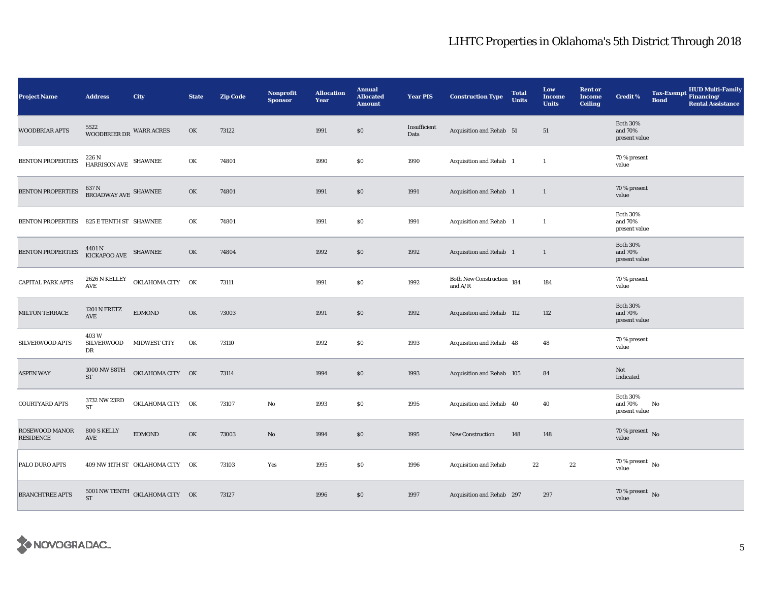# LIHTC Properties in Oklahoma's 5th District Through 2018

| Project Name | Address | City | State | Zip Code | Nonprofit Sponsor | Allocation Year | Annual Allocated Amount | Year PIS | Construction Type | Total Units | Low Income Units | Rent or Income Ceiling | Credit % | Tax-Exempt Bond | HUD Multi-Family Financing/ Rental Assistance |
|---|---|---|---|---|---|---|---|---|---|---|---|---|---|---|---|
| WOODBRIAR APTS | 5522 WOODBRIER DR | WARR ACRES | OK | 73122 | | 1991 | $0 | Insufficient Data | Acquisition and Rehab | 51 | 51 | | Both 30% and 70% present value | | |
| BENTON PROPERTIES | 226 N HARRISON AVE | SHAWNEE | OK | 74801 | | 1990 | $0 | 1990 | Acquisition and Rehab | 1 | 1 | | 70 % present value | | |
| BENTON PROPERTIES | 637 N BROADWAY AVE | SHAWNEE | OK | 74801 | | 1991 | $0 | 1991 | Acquisition and Rehab | 1 | 1 | | 70 % present value | | |
| BENTON PROPERTIES | 825 E TENTH ST | SHAWNEE | OK | 74801 | | 1991 | $0 | 1991 | Acquisition and Rehab | 1 | 1 | | Both 30% and 70% present value | | |
| BENTON PROPERTIES | 4401 N KICKAPOO AVE | SHAWNEE | OK | 74804 | | 1992 | $0 | 1992 | Acquisition and Rehab | 1 | 1 | | Both 30% and 70% present value | | |
| CAPITAL PARK APTS | 2626 N KELLEY AVE | OKLAHOMA CITY | OK | 73111 | | 1991 | $0 | 1992 | Both New Construction and A/R | 184 | 184 | | 70 % present value | | |
| MILTON TERRACE | 1201 N FRETZ AVE | EDMOND | OK | 73003 | | 1991 | $0 | 1992 | Acquisition and Rehab | 112 | 112 | | Both 30% and 70% present value | | |
| SILVERWOOD APTS | 403 W SILVERWOOD DR | MIDWEST CITY | OK | 73110 | | 1992 | $0 | 1993 | Acquisition and Rehab | 48 | 48 | | 70 % present value | | |
| ASPEN WAY | 1000 NW 88TH ST | OKLAHOMA CITY | OK | 73114 | | 1994 | $0 | 1993 | Acquisition and Rehab | 105 | 84 | | Not Indicated | | |
| COURTYARD APTS | 3732 NW 23RD ST | OKLAHOMA CITY | OK | 73107 | No | 1993 | $0 | 1995 | Acquisition and Rehab | 40 | 40 | | Both 30% and 70% present value | No | |
| ROSEWOOD MANOR RESIDENCE | 800 S KELLY AVE | EDMOND | OK | 73003 | No | 1994 | $0 | 1995 | New Construction | 148 | 148 | | 70 % present value | No | |
| PALO DURO APTS | 409 NW 11TH ST | OKLAHOMA CITY | OK | 73103 | Yes | 1995 | $0 | 1996 | Acquisition and Rehab | 22 | 22 | | 70 % present value | No | |
| BRANCHTREE APTS | 5001 NW TENTH ST | OKLAHOMA CITY | OK | 73127 | | 1996 | $0 | 1997 | Acquisition and Rehab | 297 | 297 | | 70 % present value | No | |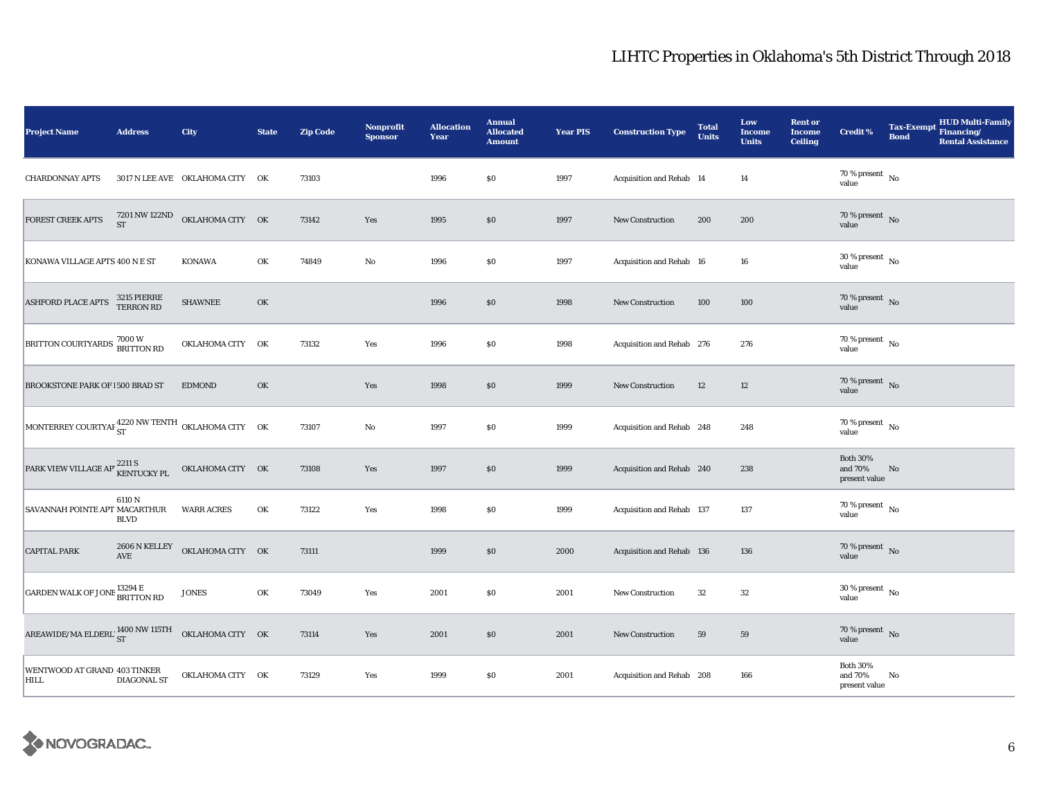# LIHTC Properties in Oklahoma's 5th District Through 2018

| Project Name | Address | City | State | Zip Code | Nonprofit Sponsor | Allocation Year | Annual Allocated Amount | Year PIS | Construction Type | Total Units | Low Income Units | Rent or Income Ceiling | Credit % | Tax-Exempt Bond | HUD Multi-Family Financing/ Rental Assistance |
|---|---|---|---|---|---|---|---|---|---|---|---|---|---|---|---|
| CHARDONNAY APTS | 3017 N LEE AVE | OKLAHOMA CITY | OK | 73103 | | 1996 | $0 | 1997 | Acquisition and Rehab | 14 | 14 | | 70 % present value | No | |
| FOREST CREEK APTS | 7201 NW 122ND ST | OKLAHOMA CITY | OK | 73142 | Yes | 1995 | $0 | 1997 | New Construction | 200 | 200 | | 70 % present value | No | |
| KONAWA VILLAGE APTS | 400 N E ST | KONAWA | OK | 74849 | No | 1996 | $0 | 1997 | Acquisition and Rehab | 16 | 16 | | 30 % present value | No | |
| ASHFORD PLACE APTS | 3215 PIERRE TERRON RD | SHAWNEE | OK | | | 1996 | $0 | 1998 | New Construction | 100 | 100 | | 70 % present value | No | |
| BRITTON COURTYARDS | 7000 W BRITTON RD | OKLAHOMA CITY | OK | 73132 | Yes | 1996 | $0 | 1998 | Acquisition and Rehab | 276 | 276 | | 70 % present value | No | |
| BROOKSTONE PARK OF I | 500 BRAD ST | EDMOND | OK | | Yes | 1998 | $0 | 1999 | New Construction | 12 | 12 | | 70 % present value | No | |
| MONTERREY COURTYAR | 4220 NW TENTH ST | OKLAHOMA CITY | OK | 73107 | No | 1997 | $0 | 1999 | Acquisition and Rehab | 248 | 248 | | 70 % present value | No | |
| PARK VIEW VILLAGE AP | 2211 S KENTUCKY PL | OKLAHOMA CITY | OK | 73108 | Yes | 1997 | $0 | 1999 | Acquisition and Rehab | 240 | 238 | | Both 30% and 70% present value | No | |
| SAVANNAH POINTE APT | 6110 N MACARTHUR BLVD | WARR ACRES | OK | 73122 | Yes | 1998 | $0 | 1999 | Acquisition and Rehab | 137 | 137 | | 70 % present value | No | |
| CAPITAL PARK | 2606 N KELLEY AVE | OKLAHOMA CITY | OK | 73111 | | 1999 | $0 | 2000 | Acquisition and Rehab | 136 | 136 | | 70 % present value | No | |
| GARDEN WALK OF JONE | 13294 E BRITTON RD | JONES | OK | 73049 | Yes | 2001 | $0 | 2001 | New Construction | 32 | 32 | | 30 % present value | No | |
| AREAWIDE/MA ELDERL | 1400 NW 115TH ST | OKLAHOMA CITY | OK | 73114 | Yes | 2001 | $0 | 2001 | New Construction | 59 | 59 | | 70 % present value | No | |
| WENTWOOD AT GRAND HILL | 403 TINKER DIAGONAL ST | OKLAHOMA CITY | OK | 73129 | Yes | 1999 | $0 | 2001 | Acquisition and Rehab | 208 | 166 | | Both 30% and 70% present value | No | |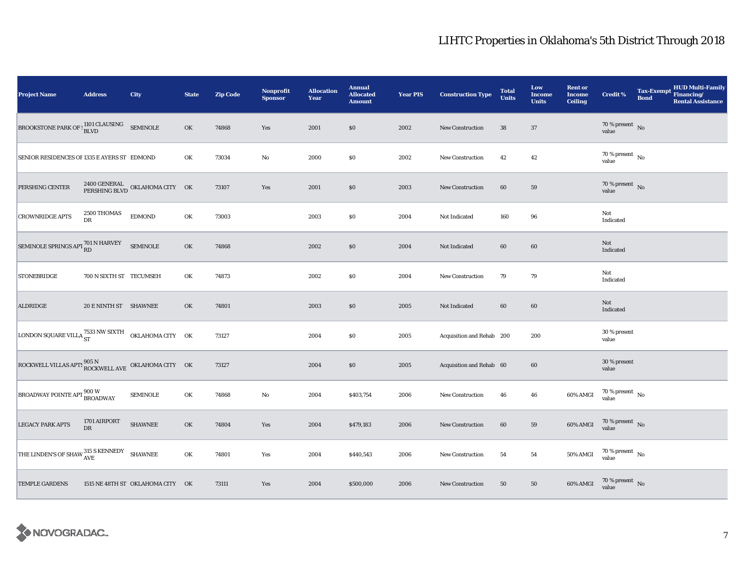# LIHTC Properties in Oklahoma's 5th District Through 2018

| Project Name | Address | City | State | Zip Code | Nonprofit Sponsor | Allocation Year | Annual Allocated Amount | Year PIS | Construction Type | Total Units | Low Income Units | Rent or Income Ceiling | Credit % | Tax-Exempt Bond | HUD Multi-Family Financing/ Rental Assistance |
|---|---|---|---|---|---|---|---|---|---|---|---|---|---|---|---|
| BROOKSTONE PARK OF S | 1101 CLAUSING BLVD | SEMINOLE | OK | 74868 | Yes | 2001 | $0 | 2002 | New Construction | 38 | 37 | | 70 % present value | No | |
| SENIOR RESIDENCES OF | 1335 E AYERS ST | EDMOND | OK | 73034 | No | 2000 | $0 | 2002 | New Construction | 42 | 42 | | 70 % present value | No | |
| PERSHING CENTER | 2400 GENERAL PERSHING BLVD | OKLAHOMA CITY | OK | 73107 | Yes | 2001 | $0 | 2003 | New Construction | 60 | 59 | | 70 % present value | No | |
| CROWNRIDGE APTS | 2500 THOMAS DR | EDMOND | OK | 73003 | | 2003 | $0 | 2004 | Not Indicated | 160 | 96 | | Not Indicated | | |
| SEMINOLE SPRINGS APT | 701 N HARVEY RD | SEMINOLE | OK | 74868 | | 2002 | $0 | 2004 | Not Indicated | 60 | 60 | | Not Indicated | | |
| STONEBRIDGE | 700 N SIXTH ST | TECUMSEH | OK | 74873 | | 2002 | $0 | 2004 | New Construction | 79 | 79 | | Not Indicated | | |
| ALDRIDGE | 20 E NINTH ST | SHAWNEE | OK | 74801 | | 2003 | $0 | 2005 | Not Indicated | 60 | 60 | | Not Indicated | | |
| LONDON SQUARE VILLA | 7533 NW SIXTH ST | OKLAHOMA CITY | OK | 73127 | | 2004 | $0 | 2005 | Acquisition and Rehab | 200 | 200 | | 30 % present value | | |
| ROCKWELL VILLAS APTS | 905 N ROCKWELL AVE | OKLAHOMA CITY | OK | 73127 | | 2004 | $0 | 2005 | Acquisition and Rehab | 60 | 60 | | 30 % present value | | |
| BROADWAY POINTE APT | 900 W BROADWAY | SEMINOLE | OK | 74868 | No | 2004 | $403,754 | 2006 | New Construction | 46 | 46 | 60% AMGI | 70 % present value | No | |
| LEGACY PARK APTS | 1701 AIRPORT DR | SHAWNEE | OK | 74804 | Yes | 2004 | $479,183 | 2006 | New Construction | 60 | 59 | 60% AMGI | 70 % present value | No | |
| THE LINDEN'S OF SHAW | 315 S KENNEDY AVE | SHAWNEE | OK | 74801 | Yes | 2004 | $440,543 | 2006 | New Construction | 54 | 54 | 50% AMGI | 70 % present value | No | |
| TEMPLE GARDENS | 1515 NE 48TH ST | OKLAHOMA CITY | OK | 73111 | Yes | 2004 | $500,000 | 2006 | New Construction | 50 | 50 | 60% AMGI | 70 % present value | No | |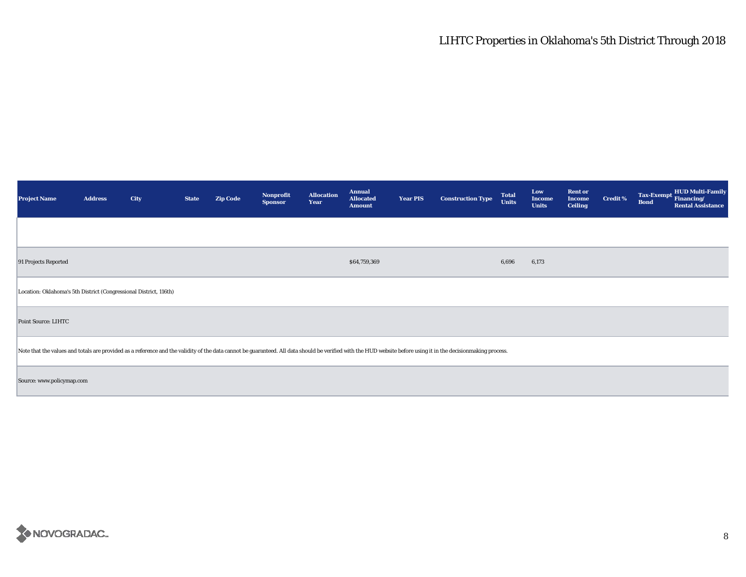LIHTC Properties in Oklahoma's 5th District Through 2018

| Project Name | Address | City | State | Zip Code | Nonprofit Sponsor | Allocation Year | Annual Allocated Amount | Year PIS | Construction Type | Total Units | Low Income Units | Rent or Income Ceiling | Credit % | Tax-Exempt Bond | HUD Multi-Family Financing/ Rental Assistance |
|---|---|---|---|---|---|---|---|---|---|---|---|---|---|---|---|
| | | | | | | | | | | | | | | | |
| 91 Projects Reported | | | | | | | $64,759,369 | | | 6,696 | 6,173 | | | | |
| Location: Oklahoma's 5th District (Congressional District, 116th) | | | | | | | | | | | | | | | |
| Point Source: LIHTC | | | | | | | | | | | | | | | |
| Note that the values and totals are provided as a reference and the validity of the data cannot be guaranteed. All data should be verified with the HUD website before using it in the decisionmaking process. | | | | | | | | | | | | | | | |
| Source: www.policymap.com | | | | | | | | | | | | | | | |